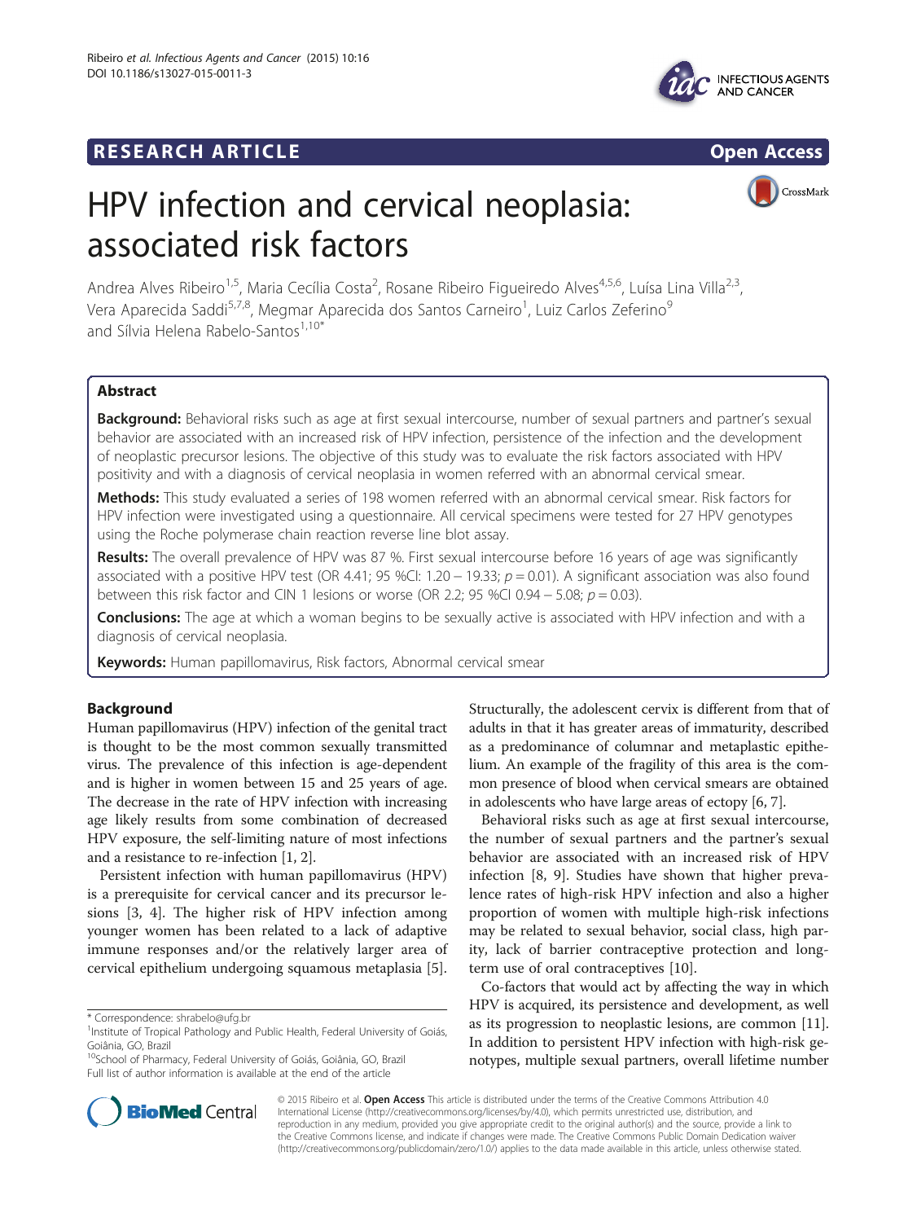**RESEARCH ARTICLE** **Open Access**

# HPV infection and cervical neoplasia: associated risk factors

Andrea Alves Ribeiro[1,5], Maria Cecília Costa[2], Rosane Ribeiro Figueiredo Alves[4,5,6], Luísa Lina Villa[2,3], Vera Aparecida Saddi[5,7,8], Megmar Aparecida dos Santos Carneiro[1], Luiz Carlos Zeferino[9] and Sílvia Helena Rabelo-Santos[1,10*]

## Abstract

**Background:** Behavioral risks such as age at first sexual intercourse, number of sexual partners and partner's sexual behavior are associated with an increased risk of HPV infection, persistence of the infection and the development of neoplastic precursor lesions. The objective of this study was to evaluate the risk factors associated with HPV positivity and with a diagnosis of cervical neoplasia in women referred with an abnormal cervical smear.

**Methods:** This study evaluated a series of 198 women referred with an abnormal cervical smear. Risk factors for HPV infection were investigated using a questionnaire. All cervical specimens were tested for 27 HPV genotypes using the Roche polymerase chain reaction reverse line blot assay.

**Results:** The overall prevalence of HPV was 87 %. First sexual intercourse before 16 years of age was significantly associated with a positive HPV test (OR 4.41; 95 %CI: 1.20 – 19.33; $p = 0.01$). A significant association was also found between this risk factor and CIN 1 lesions or worse (OR 2.2; 95 %CI 0.94 – 5.08; $p = 0.03$).

**Conclusions:** The age at which a woman begins to be sexually active is associated with HPV infection and with a diagnosis of cervical neoplasia.

**Keywords:** Human papillomavirus, Risk factors, Abnormal cervical smear

## Background

Human papillomavirus (HPV) infection of the genital tract is thought to be the most common sexually transmitted virus. The prevalence of this infection is age-dependent and is higher in women between 15 and 25 years of age. The decrease in the rate of HPV infection with increasing age likely results from some combination of decreased HPV exposure, the self-limiting nature of most infections and a resistance to re-infection [1, 2].

Persistent infection with human papillomavirus (HPV) is a prerequisite for cervical cancer and its precursor lesions [3, 4]. The higher risk of HPV infection among younger women has been related to a lack of adaptive immune responses and/or the relatively larger area of cervical epithelium undergoing squamous metaplasia [5]. Structurally, the adolescent cervix is different from that of adults in that it has greater areas of immaturity, described as a predominance of columnar and metaplastic epithelium. An example of the fragility of this area is the common presence of blood when cervical smears are obtained in adolescents who have large areas of ectopy [6, 7].

Behavioral risks such as age at first sexual intercourse, the number of sexual partners and the partner's sexual behavior are associated with an increased risk of HPV infection [8, 9]. Studies have shown that higher prevalence rates of high-risk HPV infection and also a higher proportion of women with multiple high-risk infections may be related to sexual behavior, social class, high parity, lack of barrier contraceptive protection and long-term use of oral contraceptives [10].

Co-factors that would act by affecting the way in which HPV is acquired, its persistence and development, as well as its progression to neoplastic lesions, are common [11]. In addition to persistent HPV infection with high-risk genotypes, multiple sexual partners, overall lifetime number

\* Correspondence: shrabelo@ufg.br
[1] Institute of Tropical Pathology and Public Health, Federal University of Goiás, Goiânia, GO, Brazil
[10] School of Pharmacy, Federal University of Goiás, Goiânia, GO, Brazil
Full list of author information is available at the end of the article

© 2015 Ribeiro et al. **Open Access** This article is distributed under the terms of the Creative Commons Attribution 4.0 International License (http://creativecommons.org/licenses/by/4.0), which permits unrestricted use, distribution, and reproduction in any medium, provided you give appropriate credit to the original author(s) and the source, provide a link to the Creative Commons license, and indicate if changes were made. The Creative Commons Public Domain Dedication waiver (http://creativecommons.org/publicdomain/zero/1.0/) applies to the data made available in this article, unless otherwise stated.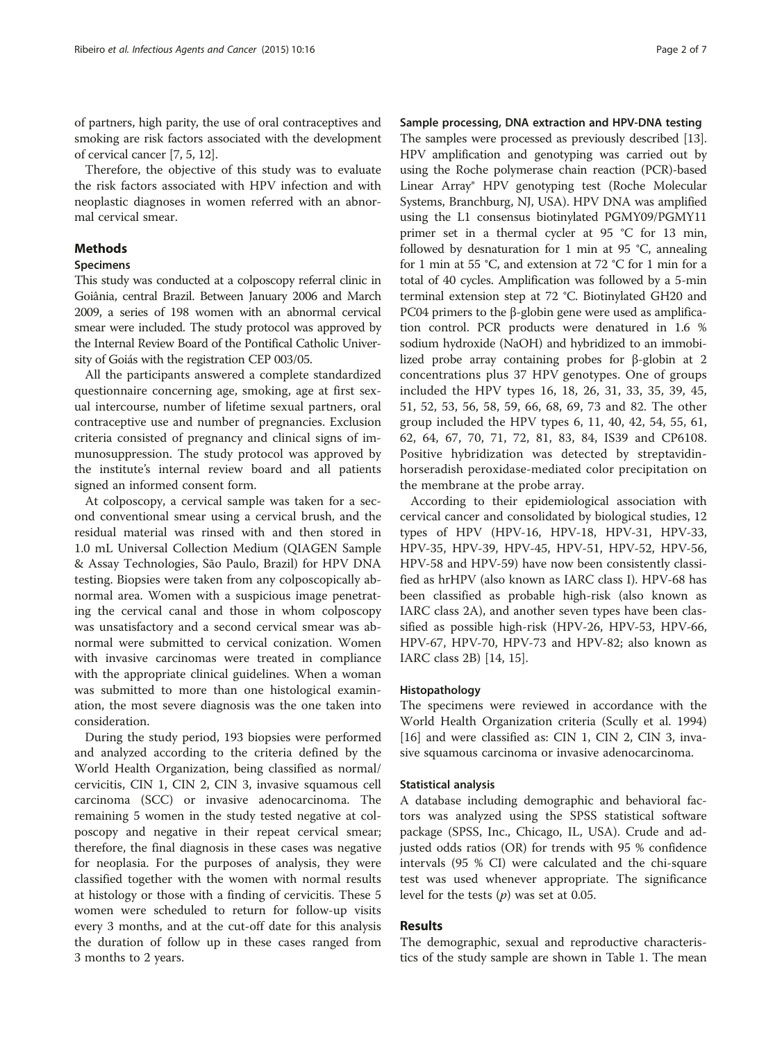of partners, high parity, the use of oral contraceptives and smoking are risk factors associated with the development of cervical cancer [7, 5, 12].

Therefore, the objective of this study was to evaluate the risk factors associated with HPV infection and with neoplastic diagnoses in women referred with an abnormal cervical smear.

## Methods

### Specimens

This study was conducted at a colposcopy referral clinic in Goiânia, central Brazil. Between January 2006 and March 2009, a series of 198 women with an abnormal cervical smear were included. The study protocol was approved by the Internal Review Board of the Pontifical Catholic University of Goiás with the registration CEP 003/05.

All the participants answered a complete standardized questionnaire concerning age, smoking, age at first sexual intercourse, number of lifetime sexual partners, oral contraceptive use and number of pregnancies. Exclusion criteria consisted of pregnancy and clinical signs of immunosuppression. The study protocol was approved by the institute's internal review board and all patients signed an informed consent form.

At colposcopy, a cervical sample was taken for a second conventional smear using a cervical brush, and the residual material was rinsed with and then stored in 1.0 mL Universal Collection Medium (QIAGEN Sample & Assay Technologies, São Paulo, Brazil) for HPV DNA testing. Biopsies were taken from any colposcopically abnormal area. Women with a suspicious image penetrating the cervical canal and those in whom colposcopy was unsatisfactory and a second cervical smear was abnormal were submitted to cervical conization. Women with invasive carcinomas were treated in compliance with the appropriate clinical guidelines. When a woman was submitted to more than one histological examination, the most severe diagnosis was the one taken into consideration.

During the study period, 193 biopsies were performed and analyzed according to the criteria defined by the World Health Organization, being classified as normal/cervicitis, CIN 1, CIN 2, CIN 3, invasive squamous cell carcinoma (SCC) or invasive adenocarcinoma. The remaining 5 women in the study tested negative at colposcopy and negative in their repeat cervical smear; therefore, the final diagnosis in these cases was negative for neoplasia. For the purposes of analysis, they were classified together with the women with normal results at histology or those with a finding of cervicitis. These 5 women were scheduled to return for follow-up visits every 3 months, and at the cut-off date for this analysis the duration of follow up in these cases ranged from 3 months to 2 years.

### Sample processing, DNA extraction and HPV-DNA testing

The samples were processed as previously described [13]. HPV amplification and genotyping was carried out by using the Roche polymerase chain reaction (PCR)-based Linear Array® HPV genotyping test (Roche Molecular Systems, Branchburg, NJ, USA). HPV DNA was amplified using the L1 consensus biotinylated PGMY09/PGMY11 primer set in a thermal cycler at 95 °C for 13 min, followed by desnaturation for 1 min at 95 °C, annealing for 1 min at 55 °C, and extension at 72 °C for 1 min for a total of 40 cycles. Amplification was followed by a 5-min terminal extension step at 72 °C. Biotinylated GH20 and PC04 primers to the β-globin gene were used as amplification control. PCR products were denatured in 1.6 % sodium hydroxide (NaOH) and hybridized to an immobilized probe array containing probes for β-globin at 2 concentrations plus 37 HPV genotypes. One of groups included the HPV types 16, 18, 26, 31, 33, 35, 39, 45, 51, 52, 53, 56, 58, 59, 66, 68, 69, 73 and 82. The other group included the HPV types 6, 11, 40, 42, 54, 55, 61, 62, 64, 67, 70, 71, 72, 81, 83, 84, IS39 and CP6108. Positive hybridization was detected by streptavidin-horseradish peroxidase-mediated color precipitation on the membrane at the probe array.

According to their epidemiological association with cervical cancer and consolidated by biological studies, 12 types of HPV (HPV-16, HPV-18, HPV-31, HPV-33, HPV-35, HPV-39, HPV-45, HPV-51, HPV-52, HPV-56, HPV-58 and HPV-59) have now been consistently classified as hrHPV (also known as IARC class I). HPV-68 has been classified as probable high-risk (also known as IARC class 2A), and another seven types have been classified as possible high-risk (HPV-26, HPV-53, HPV-66, HPV-67, HPV-70, HPV-73 and HPV-82; also known as IARC class 2B) [14, 15].

### Histopathology

The specimens were reviewed in accordance with the World Health Organization criteria (Scully et al. 1994) [16] and were classified as: CIN 1, CIN 2, CIN 3, invasive squamous carcinoma or invasive adenocarcinoma.

### Statistical analysis

A database including demographic and behavioral factors was analyzed using the SPSS statistical software package (SPSS, Inc., Chicago, IL, USA). Crude and adjusted odds ratios (OR) for trends with 95 % confidence intervals (95 % CI) were calculated and the chi-square test was used whenever appropriate. The significance level for the tests ($p$) was set at 0.05.

## Results

The demographic, sexual and reproductive characteristics of the study sample are shown in Table 1. The mean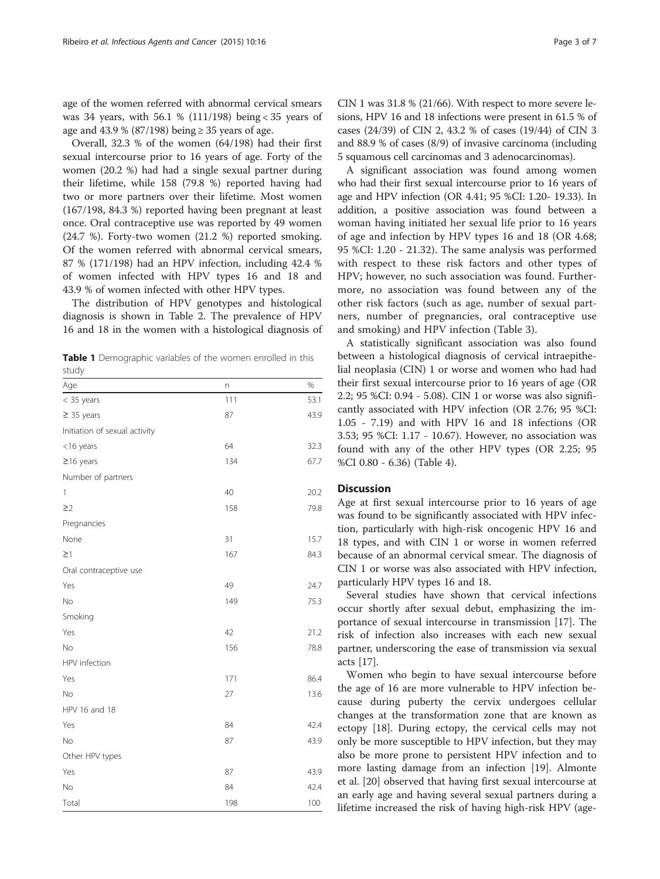age of the women referred with abnormal cervical smears was 34 years, with 56.1 % (111/198) being < 35 years of age and 43.9 % (87/198) being ≥ 35 years of age.

Overall, 32.3 % of the women (64/198) had their first sexual intercourse prior to 16 years of age. Forty of the women (20.2 %) had had a single sexual partner during their lifetime, while 158 (79.8 %) reported having had two or more partners over their lifetime. Most women (167/198, 84.3 %) reported having been pregnant at least once. Oral contraceptive use was reported by 49 women (24.7 %). Forty-two women (21.2 %) reported smoking. Of the women referred with abnormal cervical smears, 87 % (171/198) had an HPV infection, including 42.4 % of women infected with HPV types 16 and 18 and 43.9 % of women infected with other HPV types.

The distribution of HPV genotypes and histological diagnosis is shown in Table 2. The prevalence of HPV 16 and 18 in the women with a histological diagnosis of CIN 1 was 31.8 % (21/66). With respect to more severe lesions, HPV 16 and 18 infections were present in 61.5 % of cases (24/39) of CIN 2, 43.2 % of cases (19/44) of CIN 3 and 88.9 % of cases (8/9) of invasive carcinoma (including 5 squamous cell carcinomas and 3 adenocarcinomas).

**Table 1** Demographic variables of the women enrolled in this study

| Age | n | % |
|---|---|---|
| < 35 years | 111 | 53.1 |
| ≥ 35 years | 87 | 43.9 |
| Initiation of sexual activity | | |
| <16 years | 64 | 32.3 |
| ≥16 years | 134 | 67.7 |
| Number of partners | | |
| 1 | 40 | 20.2 |
| ≥2 | 158 | 79.8 |
| Pregnancies | | |
| None | 31 | 15.7 |
| ≥1 | 167 | 84.3 |
| Oral contraceptive use | | |
| Yes | 49 | 24.7 |
| No | 149 | 75.3 |
| Smoking | | |
| Yes | 42 | 21.2 |
| No | 156 | 78.8 |
| HPV infection | | |
| Yes | 171 | 86.4 |
| No | 27 | 13.6 |
| HPV 16 and 18 | | |
| Yes | 84 | 42.4 |
| No | 87 | 43.9 |
| Other HPV types | | |
| Yes | 87 | 43.9 |
| No | 84 | 42.4 |
| Total | 198 | 100 |

A significant association was found among women who had their first sexual intercourse prior to 16 years of age and HPV infection (OR 4.41; 95 %CI: 1.20- 19.33). In addition, a positive association was found between a woman having initiated her sexual life prior to 16 years of age and infection by HPV types 16 and 18 (OR 4.68; 95 %CI: 1.20 - 21.32). The same analysis was performed with respect to these risk factors and other types of HPV; however, no such association was found. Furthermore, no association was found between any of the other risk factors (such as age, number of sexual partners, number of pregnancies, oral contraceptive use and smoking) and HPV infection (Table 3).

A statistically significant association was also found between a histological diagnosis of cervical intraepithelial neoplasia (CIN) 1 or worse and women who had had their first sexual intercourse prior to 16 years of age (OR 2.2; 95 %CI: 0.94 - 5.08). CIN 1 or worse was also significantly associated with HPV infection (OR 2.76; 95 %CI: 1.05 - 7.19) and with HPV 16 and 18 infections (OR 3.53; 95 %CI: 1.17 - 10.67). However, no association was found with any of the other HPV types (OR 2.25; 95 %CI 0.80 - 6.36) (Table 4).

## Discussion

Age at first sexual intercourse prior to 16 years of age was found to be significantly associated with HPV infection, particularly with high-risk oncogenic HPV 16 and 18 types, and with CIN 1 or worse in women referred because of an abnormal cervical smear. The diagnosis of CIN 1 or worse was also associated with HPV infection, particularly HPV types 16 and 18.

Several studies have shown that cervical infections occur shortly after sexual debut, emphasizing the importance of sexual intercourse in transmission [17]. The risk of infection also increases with each new sexual partner, underscoring the ease of transmission via sexual acts [17].

Women who begin to have sexual intercourse before the age of 16 are more vulnerable to HPV infection because during puberty the cervix undergoes cellular changes at the transformation zone that are known as ectopy [18]. During ectopy, the cervical cells may not only be more susceptible to HPV infection, but they may also be more prone to persistent HPV infection and to more lasting damage from an infection [19]. Almonte et al. [20] observed that having first sexual intercourse at an early age and having several sexual partners during a lifetime increased the risk of having high-risk HPV (age-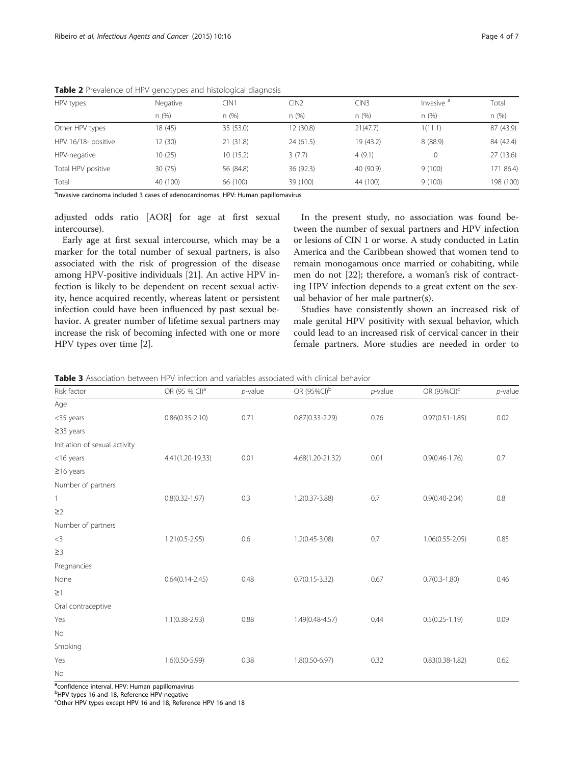**Table 2** Prevalence of HPV genotypes and histological diagnosis

| HPV types | Negative | CIN1 | CIN2 | CIN3 | Invasive [a] | Total |
|---|---|---|---|---|---|---|
| | n (%) | n (%) | n (%) | n (%) | n (%) | n (%) |
| Other HPV types | 18 (45) | 35 (53.0) | 12 (30.8) | 21(47.7) | 1(11.1) | 87 (43.9) |
| HPV 16/18- positive | 12 (30) | 21 (31.8) | 24 (61.5) | 19 (43.2) | 8 (88.9) | 84 (42.4) |
| HPV-negative | 10 (25) | 10 (15.2) | 3 (7.7) | 4 (9.1) | 0 | 27 (13.6) |
| Total HPV positive | 30 (75) | 56 (84.8) | 36 (92.3) | 40 (90.9) | 9 (100) | 171 86.4) |
| Total | 40 (100) | 66 (100) | 39 (100) | 44 (100) | 9 (100) | 198 (100) |

[a]Invasive carcinoma included 3 cases of adenocarcinomas. HPV: Human papillomavirus

adjusted odds ratio [AOR] for age at first sexual intercourse).

Early age at first sexual intercourse, which may be a marker for the total number of sexual partners, is also associated with the risk of progression of the disease among HPV-positive individuals [21]. An active HPV infection is likely to be dependent on recent sexual activity, hence acquired recently, whereas latent or persistent infection could have been influenced by past sexual behavior. A greater number of lifetime sexual partners may increase the risk of becoming infected with one or more HPV types over time [2].

In the present study, no association was found between the number of sexual partners and HPV infection or lesions of CIN 1 or worse. A study conducted in Latin America and the Caribbean showed that women tend to remain monogamous once married or cohabiting, while men do not [22]; therefore, a woman's risk of contracting HPV infection depends to a great extent on the sexual behavior of her male partner(s).

Studies have consistently shown an increased risk of male genital HPV positivity with sexual behavior, which could lead to an increased risk of cervical cancer in their female partners. More studies are needed in order to

**Table 3** Association between HPV infection and variables associated with clinical behavior

| Risk factor | OR (95 % CI)[a] | p-value | OR (95%CI)[b] | p-value | OR (95%CI)[c] | p-value |
|---|---|---|---|---|---|---|
| Age | | | | | | |
| <35 years | 0.86(0.35-2.10) | 0.71 | 0.87(0.33-2.29) | 0.76 | 0.97(0.51-1.85) | 0.02 |
| ≥35 years | | | | | | |
| Initiation of sexual activity | | | | | | |
| <16 years | 4.41(1.20-19.33) | 0.01 | 4.68(1.20-21.32) | 0.01 | 0.9(0.46-1.76) | 0.7 |
| ≥16 years | | | | | | |
| Number of partners | | | | | | |
| 1 | 0.8(0.32-1.97) | 0.3 | 1.2(0.37-3.88) | 0.7 | 0.9(0.40-2.04) | 0.8 |
| ≥2 | | | | | | |
| Number of partners | | | | | | |
| <3 | 1.21(0.5-2.95) | 0.6 | 1.2(0.45-3.08) | 0.7 | 1.06(0.55-2.05) | 0.85 |
| ≥3 | | | | | | |
| Pregnancies | | | | | | |
| None | 0.64(0.14-2.45) | 0.48 | 0.7(0.15-3.32) | 0.67 | 0.7(0.3-1.80) | 0.46 |
| ≥1 | | | | | | |
| Oral contraceptive | | | | | | |
| Yes | 1.1(0.38-2.93) | 0.88 | 1.49(0.48-4.57) | 0.44 | 0.5(0.25-1.19) | 0.09 |
| No | | | | | | |
| Smoking | | | | | | |
| Yes | 1.6(0.50-5.99) | 0.38 | 1.8(0.50-6.97) | 0.32 | 0.83(0.38-1.82) | 0.62 |
| No | | | | | | |

[a]confidence interval. HPV: Human papillomavirus
[b]HPV types 16 and 18, Reference HPV-negative
[c]Other HPV types except HPV 16 and 18, Reference HPV 16 and 18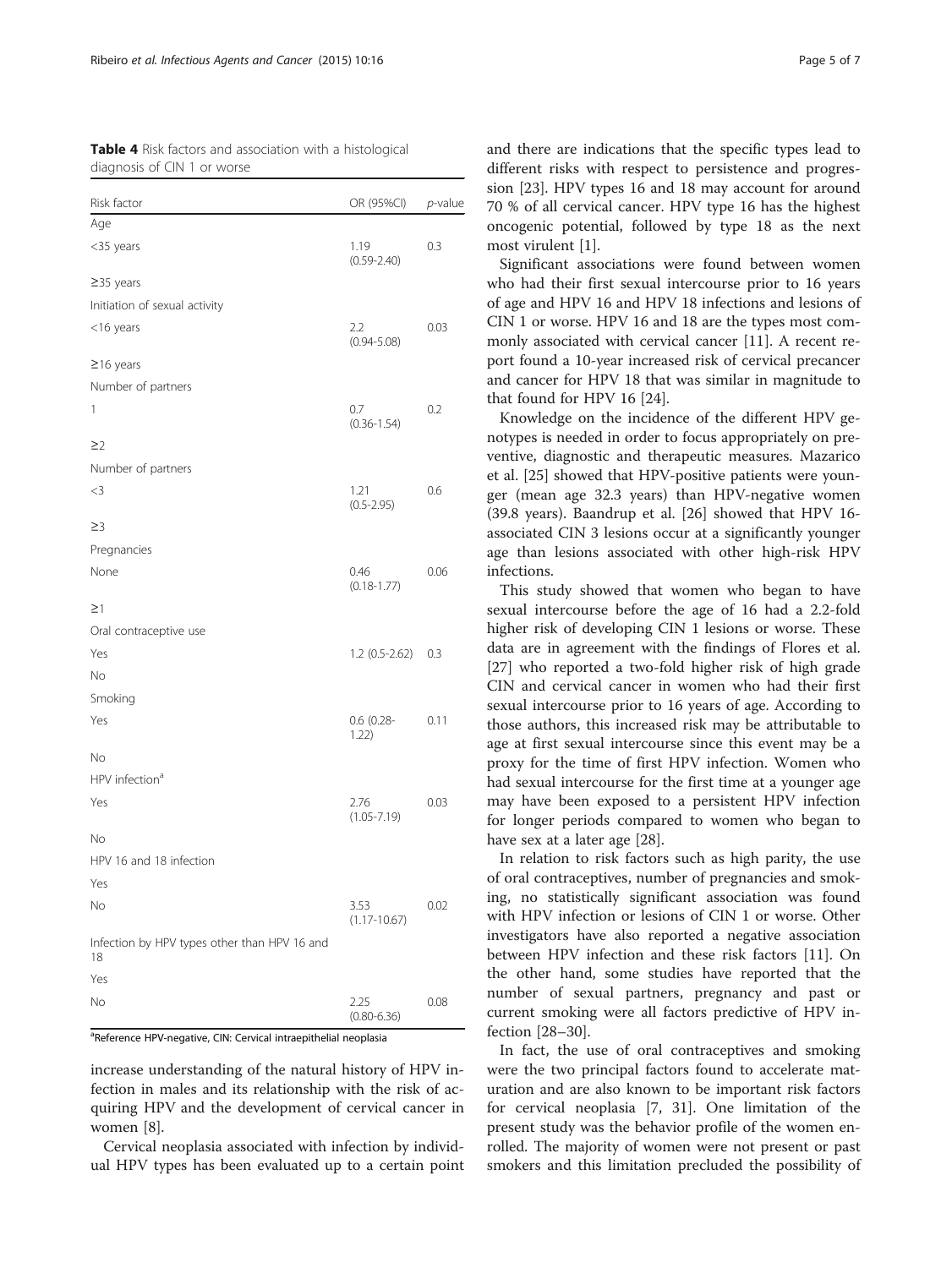**Table 4** Risk factors and association with a histological diagnosis of CIN 1 or worse

| Risk factor | OR (95%CI) | *p*-value |
|---|---|---|
| Age | | |
| <35 years | 1.19 (0.59-2.40) | 0.3 |
| ≥35 years | | |
| Initiation of sexual activity | | |
| <16 years | 2.2 (0.94-5.08) | 0.03 |
| ≥16 years | | |
| Number of partners | | |
| 1 | 0.7 (0.36-1.54) | 0.2 |
| ≥2 | | |
| Number of partners | | |
| <3 | 1.21 (0.5-2.95) | 0.6 |
| ≥3 | | |
| Pregnancies | | |
| None | 0.46 (0.18-1.77) | 0.06 |
| ≥1 | | |
| Oral contraceptive use | | |
| Yes | 1.2 (0.5-2.62) | 0.3 |
| No | | |
| Smoking | | |
| Yes | 0.6 (0.28-1.22) | 0.11 |
| No | | |
| HPV infection[a] | | |
| Yes | 2.76 (1.05-7.19) | 0.03 |
| No | | |
| HPV 16 and 18 infection | | |
| Yes | | |
| No | 3.53 (1.17-10.67) | 0.02 |
| Infection by HPV types other than HPV 16 and 18 | | |
| Yes | | |
| No | 2.25 (0.80-6.36) | 0.08 |

[a]Reference HPV-negative, CIN: Cervical intraepithelial neoplasia

increase understanding of the natural history of HPV infection in males and its relationship with the risk of acquiring HPV and the development of cervical cancer in women [8].

Cervical neoplasia associated with infection by individual HPV types has been evaluated up to a certain point and there are indications that the specific types lead to different risks with respect to persistence and progression [23]. HPV types 16 and 18 may account for around 70 % of all cervical cancer. HPV type 16 has the highest oncogenic potential, followed by type 18 as the next most virulent [1].

Significant associations were found between women who had their first sexual intercourse prior to 16 years of age and HPV 16 and HPV 18 infections and lesions of CIN 1 or worse. HPV 16 and 18 are the types most commonly associated with cervical cancer [11]. A recent report found a 10-year increased risk of cervical precancer and cancer for HPV 18 that was similar in magnitude to that found for HPV 16 [24].

Knowledge on the incidence of the different HPV genotypes is needed in order to focus appropriately on preventive, diagnostic and therapeutic measures. Mazarico et al. [25] showed that HPV-positive patients were younger (mean age 32.3 years) than HPV-negative women (39.8 years). Baandrup et al. [26] showed that HPV 16-associated CIN 3 lesions occur at a significantly younger age than lesions associated with other high-risk HPV infections.

This study showed that women who began to have sexual intercourse before the age of 16 had a 2.2-fold higher risk of developing CIN 1 lesions or worse. These data are in agreement with the findings of Flores et al. [27] who reported a two-fold higher risk of high grade CIN and cervical cancer in women who had their first sexual intercourse prior to 16 years of age. According to those authors, this increased risk may be attributable to age at first sexual intercourse since this event may be a proxy for the time of first HPV infection. Women who had sexual intercourse for the first time at a younger age may have been exposed to a persistent HPV infection for longer periods compared to women who began to have sex at a later age [28].

In relation to risk factors such as high parity, the use of oral contraceptives, number of pregnancies and smoking, no statistically significant association was found with HPV infection or lesions of CIN 1 or worse. Other investigators have also reported a negative association between HPV infection and these risk factors [11]. On the other hand, some studies have reported that the number of sexual partners, pregnancy and past or current smoking were all factors predictive of HPV infection [28–30].

In fact, the use of oral contraceptives and smoking were the two principal factors found to accelerate maturation and are also known to be important risk factors for cervical neoplasia [7, 31]. One limitation of the present study was the behavior profile of the women enrolled. The majority of women were not present or past smokers and this limitation precluded the possibility of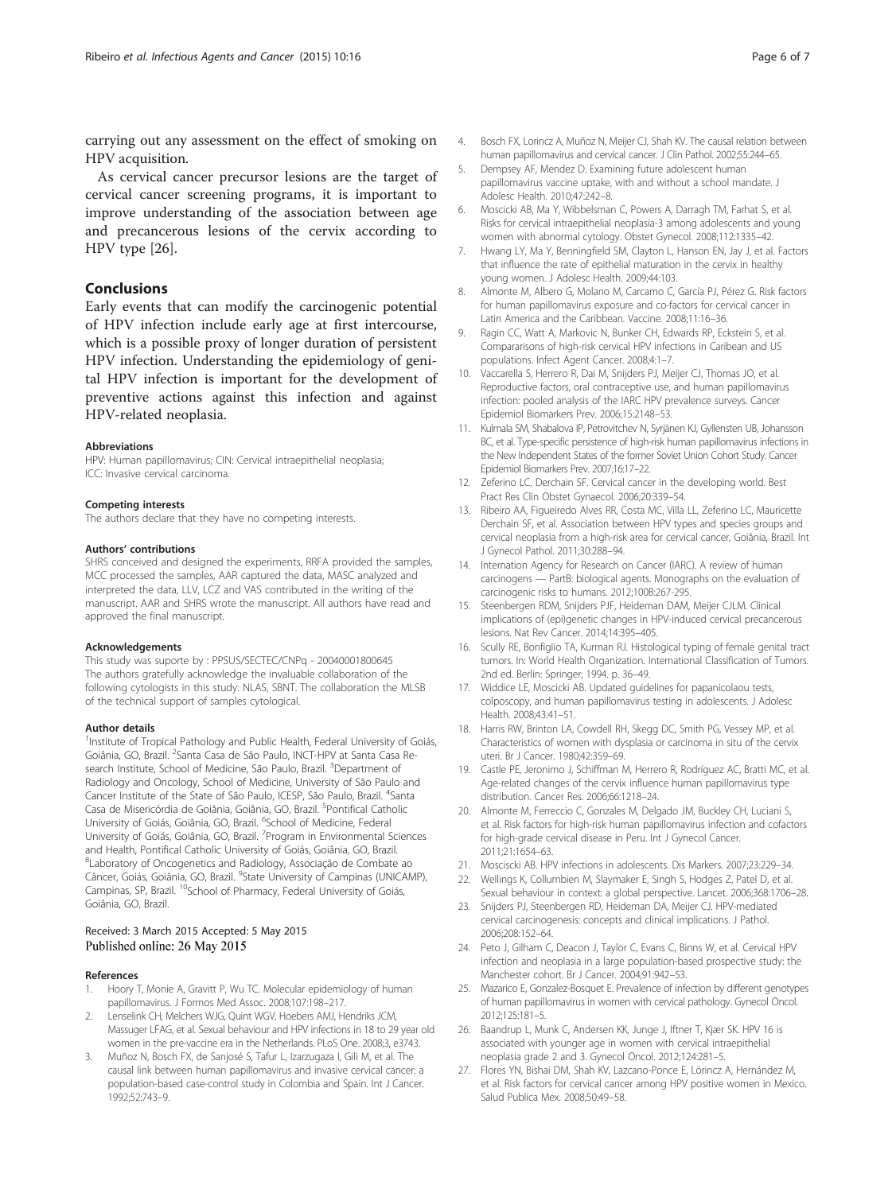carrying out any assessment on the effect of smoking on HPV acquisition.

As cervical cancer precursor lesions are the target of cervical cancer screening programs, it is important to improve understanding of the association between age and precancerous lesions of the cervix according to HPV type [26].

## Conclusions

Early events that can modify the carcinogenic potential of HPV infection include early age at first intercourse, which is a possible proxy of longer duration of persistent HPV infection. Understanding the epidemiology of genital HPV infection is important for the development of preventive actions against this infection and against HPV-related neoplasia.

#### Abbreviations

HPV: Human papillomavirus; CIN: Cervical intraepithelial neoplasia; ICC: Invasive cervical carcinoma.

#### Competing interests

The authors declare that they have no competing interests.

#### Authors' contributions

SHRS conceived and designed the experiments, RRFA provided the samples, MCC processed the samples, AAR captured the data, MASC analyzed and interpreted the data, LLV, LCZ and VAS contributed in the writing of the manuscript. AAR and SHRS wrote the manuscript. All authors have read and approved the final manuscript.

#### Acknowledgements

This study was suporte by : PPSUS/SECTEC/CNPq - 20040001800645
The authors gratefully acknowledge the invaluable collaboration of the following cytologists in this study: NLAS, SBNT. The collaboration the MLSB of the technical support of samples cytological.

#### Author details

[1]Institute of Tropical Pathology and Public Health, Federal University of Goiás, Goiânia, GO, Brazil. [2]Santa Casa de São Paulo, INCT-HPV at Santa Casa Research Institute, School of Medicine, São Paulo, Brazil. [3]Department of Radiology and Oncology, School of Medicine, University of São Paulo and Cancer Institute of the State of São Paulo, ICESP, São Paulo, Brazil. [4]Santa Casa de Misericórdia de Goiânia, Goiânia, GO, Brazil. [5]Pontifical Catholic University of Goiás, Goiânia, GO, Brazil. [6]School of Medicine, Federal University of Goiás, Goiânia, GO, Brazil. [7]Program in Environmental Sciences and Health, Pontifical Catholic University of Goiás, Goiânia, GO, Brazil. [8]Laboratory of Oncogenetics and Radiology, Associação de Combate ao Câncer, Goiás, Goiânia, GO, Brazil. [9]State University of Campinas (UNICAMP), Campinas, SP, Brazil. [10]School of Pharmacy, Federal University of Goiás, Goiânia, GO, Brazil.

Received: 3 March 2015 Accepted: 5 May 2015
Published online: 26 May 2015

#### References

1. Hoory T, Monie A, Gravitt P, Wu TC. Molecular epidemiology of human papillomavirus. J Formos Med Assoc. 2008;107:198–217.
2. Lenselink CH, Melchers WJG, Quint WGV, Hoebers AMJ, Hendriks JCM, Massuger LFAG, et al. Sexual behaviour and HPV infections in 18 to 29 year old women in the pre-vaccine era in the Netherlands. PLoS One. 2008;3, e3743.
3. Muñoz N, Bosch FX, de Sanjosé S, Tafur L, Izarzugaza I, Gili M, et al. The causal link between human papillomavirus and invasive cervical cancer: a population-based case-control study in Colombia and Spain. Int J Cancer. 1992;52:743–9.
4. Bosch FX, Lorincz A, Muñoz N, Meijer CJ, Shah KV. The causal relation between human papillomavirus and cervical cancer. J Clin Pathol. 2002;55:244–65.
5. Dempsey AF, Mendez D. Examining future adolescent human papillomavirus vaccine uptake, with and without a school mandate. J Adolesc Health. 2010;47:242–8.
6. Moscicki AB, Ma Y, Wibbelsman C, Powers A, Darragh TM, Farhat S, et al. Risks for cervical intraepithelial neoplasia-3 among adolescents and young women with abnormal cytology. Obstet Gynecol. 2008;112:1335–42.
7. Hwang LY, Ma Y, Benningfield SM, Clayton L, Hanson EN, Jay J, et al. Factors that influence the rate of epithelial maturation in the cervix in healthy young women. J Adolesc Health. 2009;44:103.
8. Almonte M, Albero G, Molano M, Carcamo C, García PJ, Pérez G. Risk factors for human papillomavirus exposure and co-factors for cervical cancer in Latin America and the Caribbean. Vaccine. 2008;11:16–36.
9. Ragin CC, Watt A, Markovic N, Bunker CH, Edwards RP, Eckstein S, et al. Compararisons of high-risk cervical HPV infections in Caribean and US populations. Infect Agent Cancer. 2008;4:1–7.
10. Vaccarella S, Herrero R, Dai M, Snijders PJ, Meijer CJ, Thomas JO, et al. Reproductive factors, oral contraceptive use, and human papillomavirus infection: pooled analysis of the IARC HPV prevalence surveys. Cancer Epidemiol Biomarkers Prev. 2006;15:2148–53.
11. Kulmala SM, Shabalova IP, Petrovitchev N, Syrjänen KJ, Gyllensten UB, Johansson BC, et al. Type-specific persistence of high-risk human papillomavirus infections in the New Independent States of the former Soviet Union Cohort Study. Cancer Epidemiol Biomarkers Prev. 2007;16:17–22.
12. Zeferino LC, Derchain SF. Cervical cancer in the developing world. Best Pract Res Clin Obstet Gynaecol. 2006;20:339–54.
13. Ribeiro AA, Figueiredo Alves RR, Costa MC, Villa LL, Zeferino LC, Mauricette Derchain SF, et al. Association between HPV types and species groups and cervical neoplasia from a high-risk area for cervical cancer, Goiânia, Brazil. Int J Gynecol Pathol. 2011;30:288–94.
14. Internation Agency for Research on Cancer (IARC). A review of human carcinogens — PartB: biological agents. Monographs on the evaluation of carcinogenic risks to humans. 2012;100B:267-295.
15. Steenbergen RDM, Snijders PJF, Heideman DAM, Meijer CJLM. Clinical implications of (epi)genetic changes in HPV-induced cervical precancerous lesions. Nat Rev Cancer. 2014;14:395–405.
16. Scully RE, Bonfiglio TA, Kurman RJ. Histological typing of female genital tract tumors. In: World Health Organization. International Classification of Tumors. 2nd ed. Berlin: Springer; 1994. p. 36–49.
17. Widdice LE, Moscicki AB. Updated guidelines for papanicolaou tests, colposcopy, and human papillomavirus testing in adolescents. J Adolesc Health. 2008;43:41–51.
18. Harris RW, Brinton LA, Cowdell RH, Skegg DC, Smith PG, Vessey MP, et al. Characteristics of women with dysplasia or carcinoma in situ of the cervix uteri. Br J Cancer. 1980;42:359–69.
19. Castle PE, Jeronimo J, Schiffman M, Herrero R, Rodríguez AC, Bratti MC, et al. Age-related changes of the cervix influence human papillomavirus type distribution. Cancer Res. 2006;66:1218–24.
20. Almonte M, Ferreccio C, Gonzales M, Delgado JM, Buckley CH, Luciani S, et al. Risk factors for high-risk human papillomavirus infection and cofactors for high-grade cervical disease in Peru. Int J Gynecol Cancer. 2011;21:1654–63.
21. Moscscki AB. HPV infections in adolescents. Dis Markers. 2007;23:229–34.
22. Wellings K, Collumbien M, Slaymaker E, Singh S, Hodges Z, Patel D, et al. Sexual behaviour in context: a global perspective. Lancet. 2006;368:1706–28.
23. Snijders PJ, Steenbergen RD, Heideman DA, Meijer CJ. HPV-mediated cervical carcinogenesis: concepts and clinical implications. J Pathol. 2006;208:152–64.
24. Peto J, Gilham C, Deacon J, Taylor C, Evans C, Binns W, et al. Cervical HPV infection and neoplasia in a large population-based prospective study: the Manchester cohort. Br J Cancer. 2004;91:942–53.
25. Mazarico E, Gonzalez-Bosquet E. Prevalence of infection by different genotypes of human papillomavirus in women with cervical pathology. Gynecol Oncol. 2012;125:181–5.
26. Baandrup L, Munk C, Andersen KK, Junge J, Iftner T, Kjær SK. HPV 16 is associated with younger age in women with cervical intraepithelial neoplasia grade 2 and 3. Gynecol Oncol. 2012;124:281–5.
27. Flores YN, Bishai DM, Shah KV, Lazcano-Ponce E, Lörincz A, Hernández M, et al. Risk factors for cervical cancer among HPV positive women in Mexico. Salud Publica Mex. 2008;50:49–58.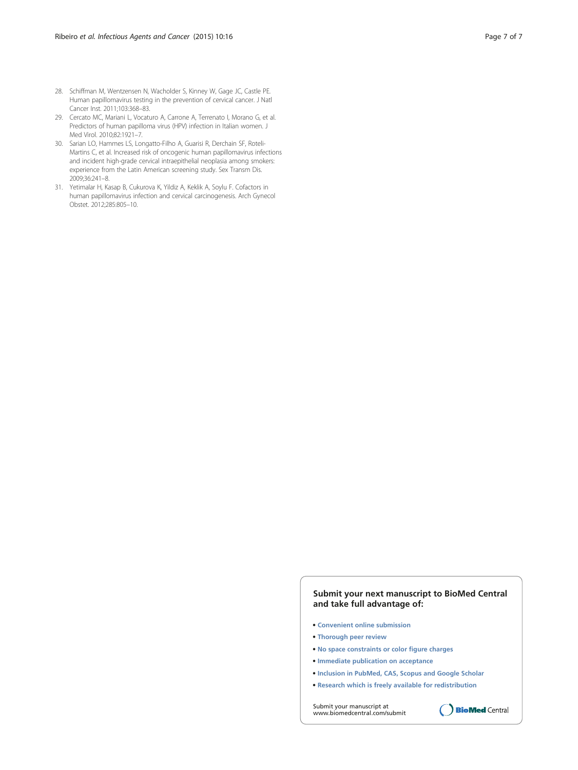28. Schiffman M, Wentzensen N, Wacholder S, Kinney W, Gage JC, Castle PE. Human papillomavirus testing in the prevention of cervical cancer. J Natl Cancer Inst. 2011;103:368–83.
29. Cercato MC, Mariani L, Vocaturo A, Carrone A, Terrenato I, Morano G, et al. Predictors of human papilloma virus (HPV) infection in Italian women. J Med Virol. 2010;82:1921–7.
30. Sarian LO, Hammes LS, Longatto-Filho A, Guarisi R, Derchain SF, Roteli-Martins C, et al. Increased risk of oncogenic human papillomavirus infections and incident high-grade cervical intraepithelial neoplasia among smokers: experience from the Latin American screening study. Sex Transm Dis. 2009;36:241–8.
31. Yetimalar H, Kasap B, Cukurova K, Yildiz A, Keklik A, Soylu F. Cofactors in human papillomavirus infection and cervical carcinogenesis. Arch Gynecol Obstet. 2012;285:805–10.

**Submit your next manuscript to BioMed Central and take full advantage of:**

- **Convenient online submission**
- **Thorough peer review**
- **No space constraints or color figure charges**
- **Immediate publication on acceptance**
- **Inclusion in PubMed, CAS, Scopus and Google Scholar**
- **Research which is freely available for redistribution**

Submit your manuscript at
www.biomedcentral.com/submit

BioMed Central